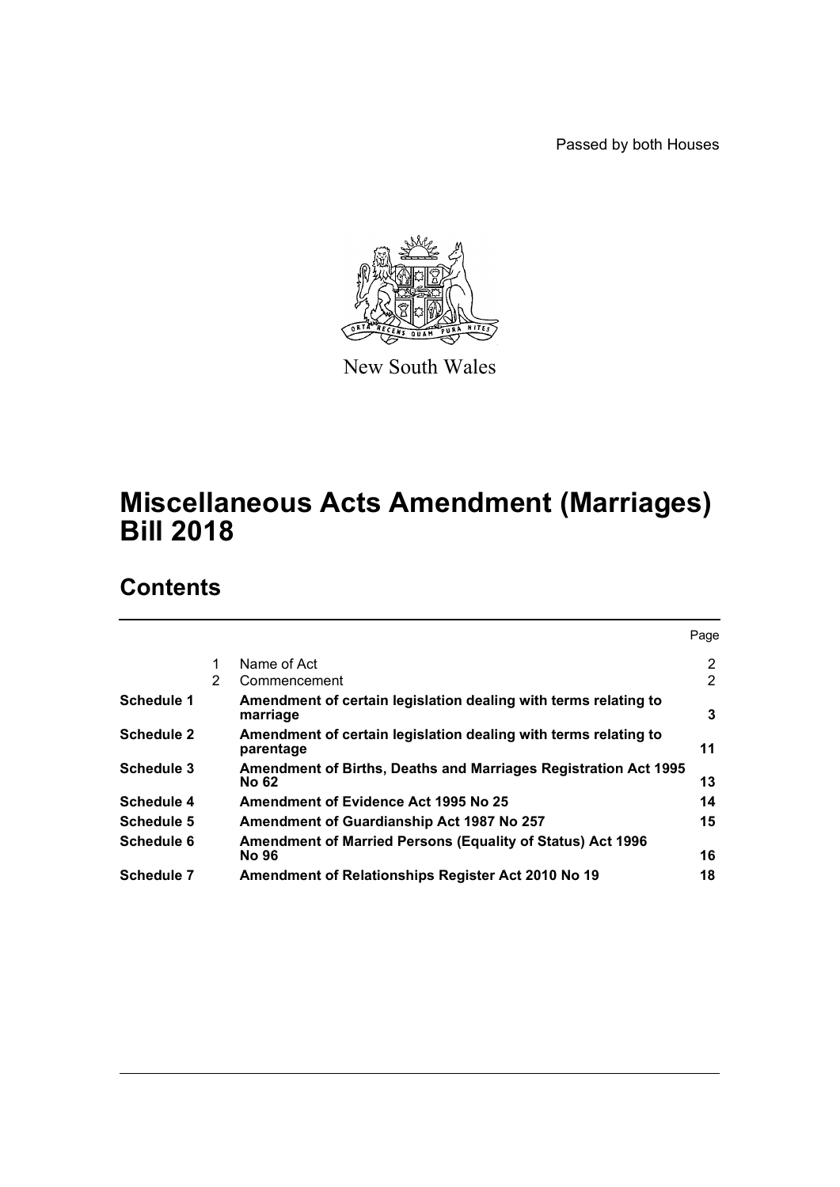Passed by both Houses

New South Wales

# Miscellaneous Acts Amendment (Marriages) Bill 2018

## Contents

| | | | Page |
|---|---|---|---|
| | 1 | Name of Act | 2 |
| | 2 | Commencement | 2 |
| **Schedule 1** | | **Amendment of certain legislation dealing with terms relating to marriage** | **3** |
| **Schedule 2** | | **Amendment of certain legislation dealing with terms relating to parentage** | **11** |
| **Schedule 3** | | **Amendment of Births, Deaths and Marriages Registration Act 1995 No 62** | **13** |
| **Schedule 4** | | **Amendment of Evidence Act 1995 No 25** | **14** |
| **Schedule 5** | | **Amendment of Guardianship Act 1987 No 257** | **15** |
| **Schedule 6** | | **Amendment of Married Persons (Equality of Status) Act 1996 No 96** | **16** |
| **Schedule 7** | | **Amendment of Relationships Register Act 2010 No 19** | **18** |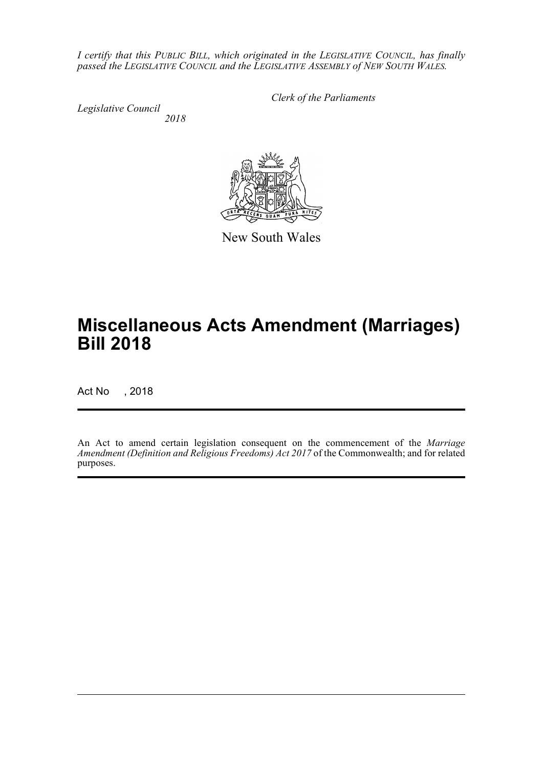*I certify that this PUBLIC BILL, which originated in the LEGISLATIVE COUNCIL, has finally passed the LEGISLATIVE COUNCIL and the LEGISLATIVE ASSEMBLY of NEW SOUTH WALES.*

*Clerk of the Parliaments*

*Legislative Council*
*2018*

New South Wales

# Miscellaneous Acts Amendment (Marriages) Bill 2018

Act No , 2018

An Act to amend certain legislation consequent on the commencement of the *Marriage Amendment (Definition and Religious Freedoms) Act 2017* of the Commonwealth; and for related purposes.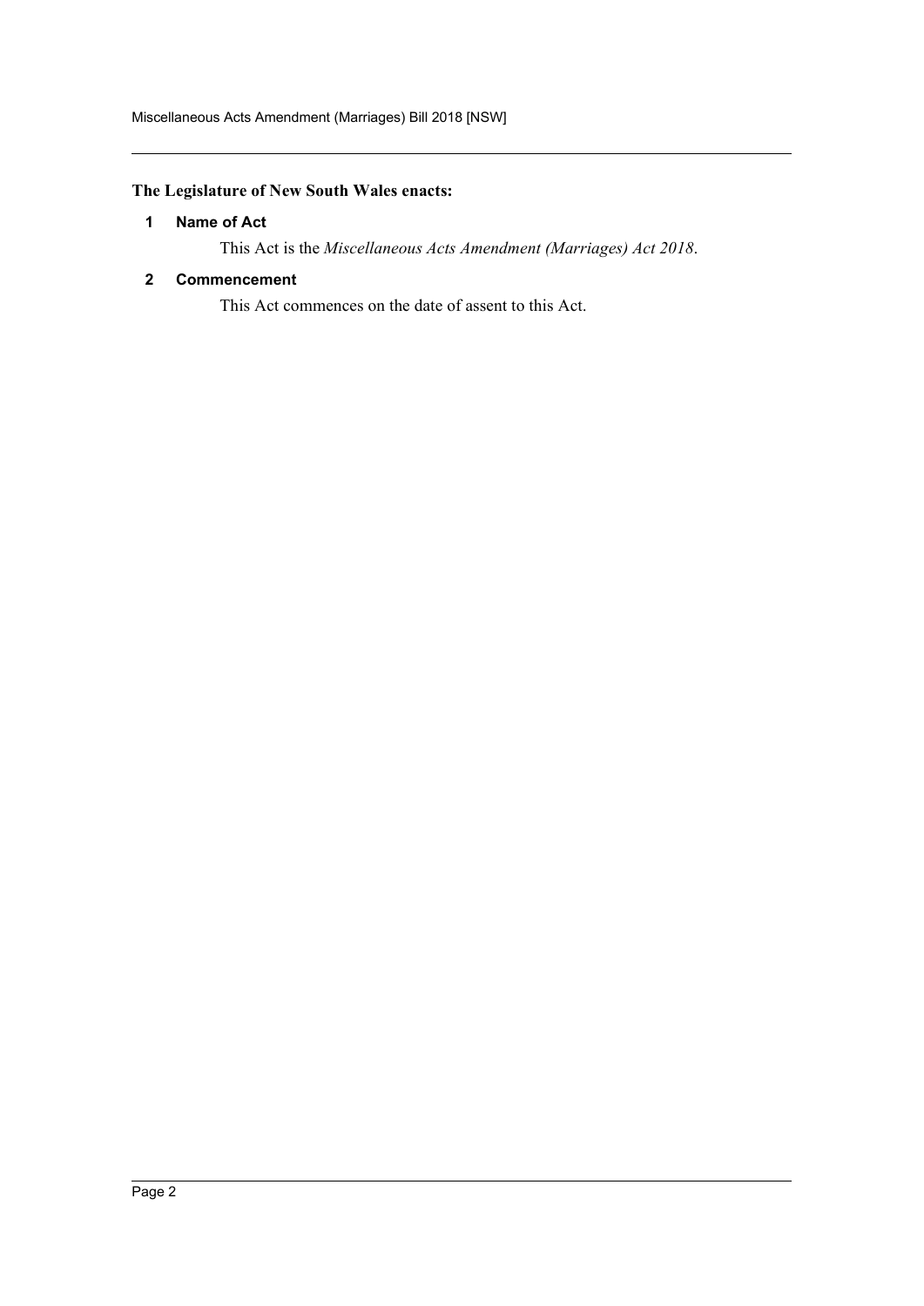**The Legislature of New South Wales enacts:**

**1 Name of Act**

This Act is the *Miscellaneous Acts Amendment (Marriages) Act 2018*.

**2 Commencement**

This Act commences on the date of assent to this Act.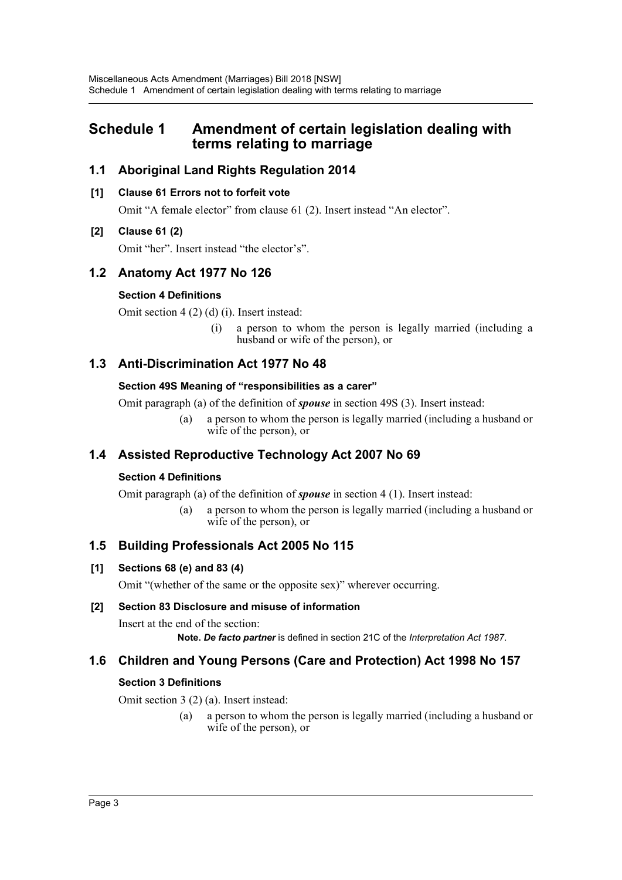# Schedule 1 Amendment of certain legislation dealing with terms relating to marriage

## 1.1 Aboriginal Land Rights Regulation 2014

**[1] Clause 61 Errors not to forfeit vote**

Omit "A female elector" from clause 61 (2). Insert instead "An elector".

**[2] Clause 61 (2)**

Omit "her". Insert instead "the elector's".

## 1.2 Anatomy Act 1977 No 126

**Section 4 Definitions**

Omit section 4 (2) (d) (i). Insert instead:

(i) a person to whom the person is legally married (including a husband or wife of the person), or

## 1.3 Anti-Discrimination Act 1977 No 48

**Section 49S Meaning of "responsibilities as a carer"**

Omit paragraph (a) of the definition of ***spouse*** in section 49S (3). Insert instead:

(a) a person to whom the person is legally married (including a husband or wife of the person), or

## 1.4 Assisted Reproductive Technology Act 2007 No 69

**Section 4 Definitions**

Omit paragraph (a) of the definition of ***spouse*** in section 4 (1). Insert instead:

(a) a person to whom the person is legally married (including a husband or wife of the person), or

## 1.5 Building Professionals Act 2005 No 115

**[1] Sections 68 (e) and 83 (4)**

Omit "(whether of the same or the opposite sex)" wherever occurring.

**[2] Section 83 Disclosure and misuse of information**

Insert at the end of the section:

**Note.** ***De facto partner*** is defined in section 21C of the *Interpretation Act 1987*.

## 1.6 Children and Young Persons (Care and Protection) Act 1998 No 157

**Section 3 Definitions**

Omit section 3 (2) (a). Insert instead:

(a) a person to whom the person is legally married (including a husband or wife of the person), or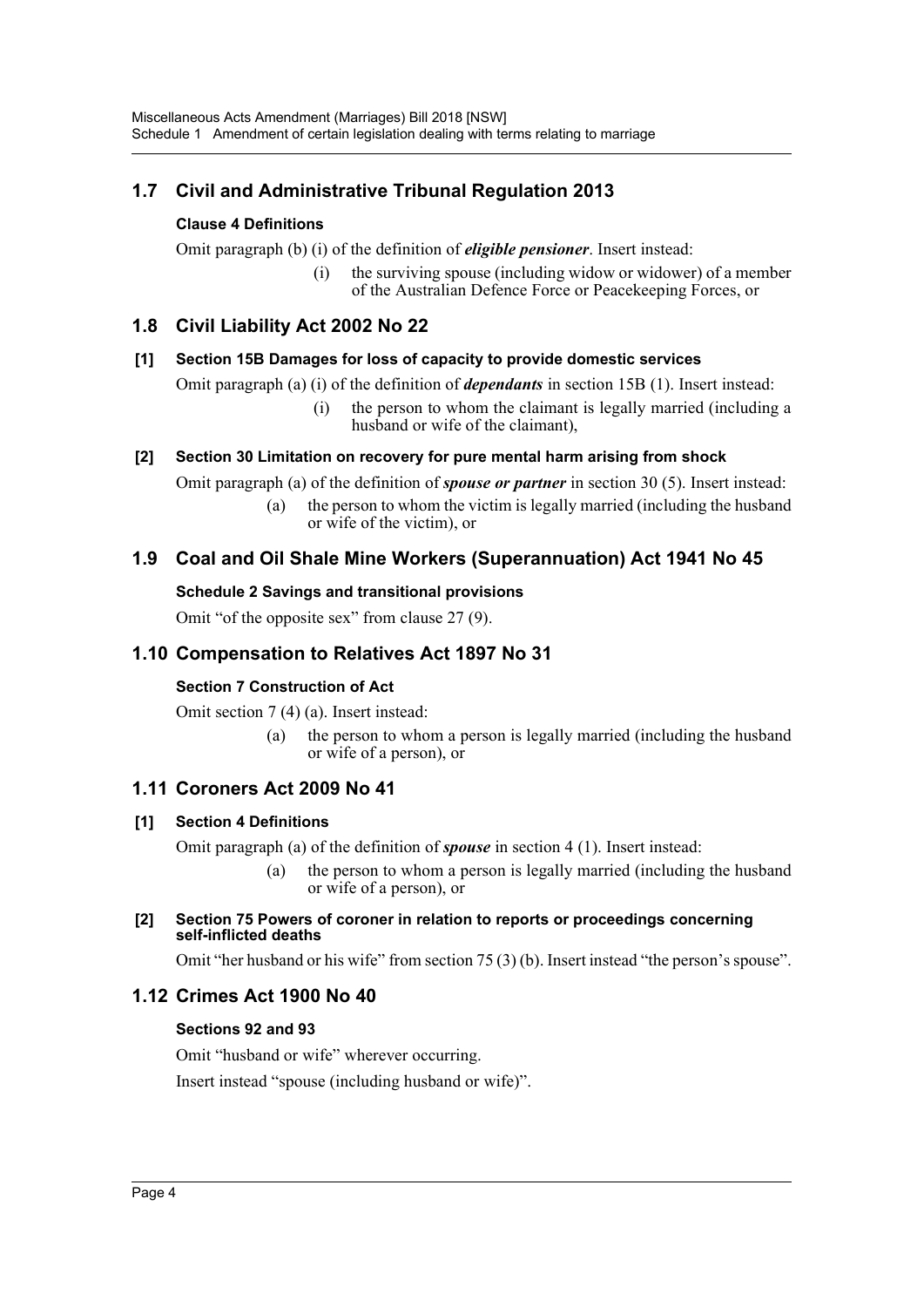## 1.7 Civil and Administrative Tribunal Regulation 2013

### Clause 4 Definitions

Omit paragraph (b) (i) of the definition of ***eligible pensioner***. Insert instead:

> (i) the surviving spouse (including widow or widower) of a member of the Australian Defence Force or Peacekeeping Forces, or

## 1.8 Civil Liability Act 2002 No 22

### [1] Section 15B Damages for loss of capacity to provide domestic services

Omit paragraph (a) (i) of the definition of ***dependants*** in section 15B (1). Insert instead:

> (i) the person to whom the claimant is legally married (including a husband or wife of the claimant),

### [2] Section 30 Limitation on recovery for pure mental harm arising from shock

Omit paragraph (a) of the definition of ***spouse or partner*** in section 30 (5). Insert instead:

> (a) the person to whom the victim is legally married (including the husband or wife of the victim), or

## 1.9 Coal and Oil Shale Mine Workers (Superannuation) Act 1941 No 45

### Schedule 2 Savings and transitional provisions

Omit "of the opposite sex" from clause 27 (9).

## 1.10 Compensation to Relatives Act 1897 No 31

### Section 7 Construction of Act

Omit section 7 (4) (a). Insert instead:

> (a) the person to whom a person is legally married (including the husband or wife of a person), or

## 1.11 Coroners Act 2009 No 41

### [1] Section 4 Definitions

Omit paragraph (a) of the definition of ***spouse*** in section 4 (1). Insert instead:

> (a) the person to whom a person is legally married (including the husband or wife of a person), or

### [2] Section 75 Powers of coroner in relation to reports or proceedings concerning self-inflicted deaths

Omit "her husband or his wife" from section 75 (3) (b). Insert instead "the person's spouse".

## 1.12 Crimes Act 1900 No 40

### Sections 92 and 93

Omit "husband or wife" wherever occurring.

Insert instead "spouse (including husband or wife)".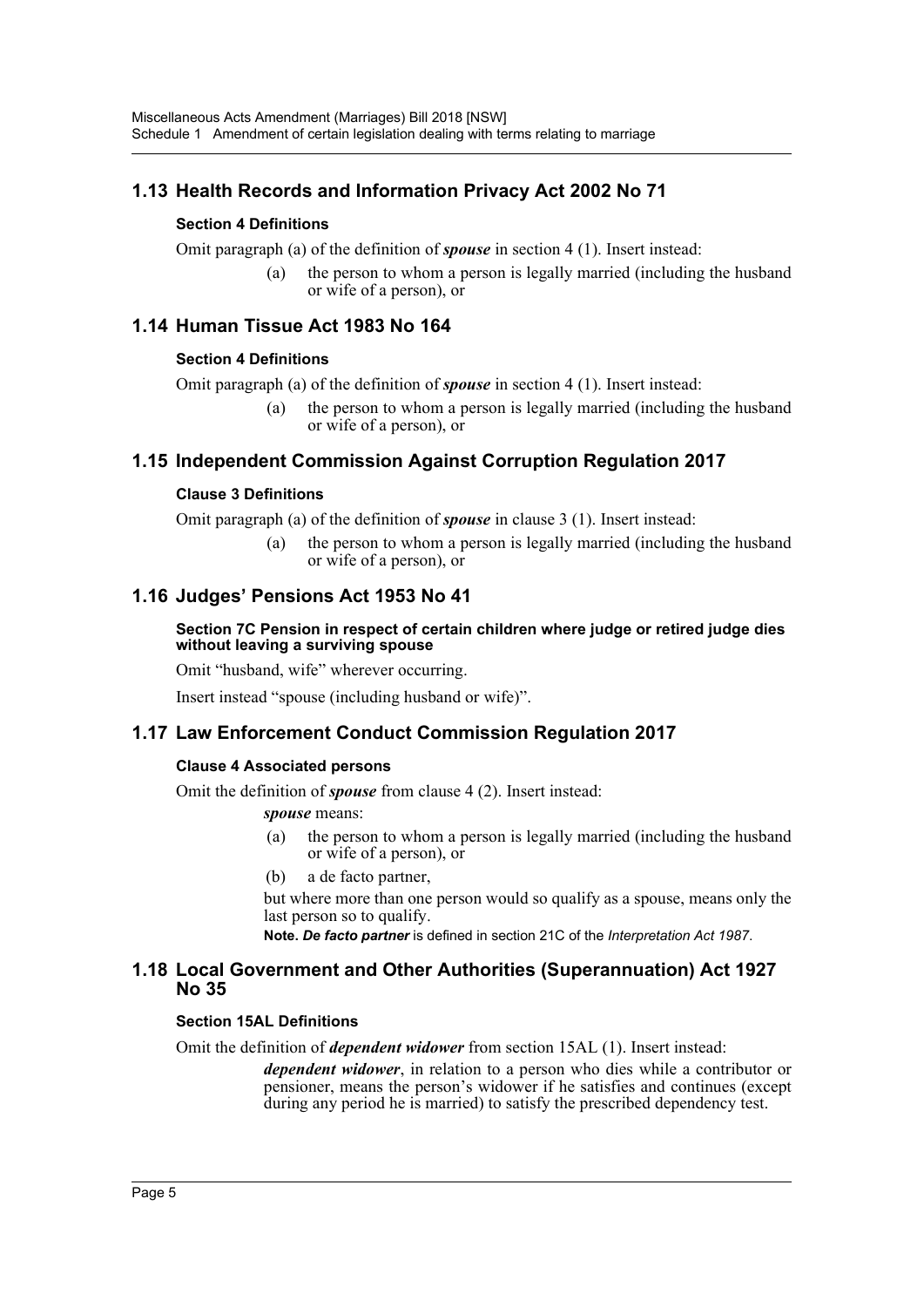## 1.13 Health Records and Information Privacy Act 2002 No 71

### Section 4 Definitions

Omit paragraph (a) of the definition of ***spouse*** in section 4 (1). Insert instead:

> (a) the person to whom a person is legally married (including the husband or wife of a person), or

## 1.14 Human Tissue Act 1983 No 164

### Section 4 Definitions

Omit paragraph (a) of the definition of ***spouse*** in section 4 (1). Insert instead:

> (a) the person to whom a person is legally married (including the husband or wife of a person), or

## 1.15 Independent Commission Against Corruption Regulation 2017

### Clause 3 Definitions

Omit paragraph (a) of the definition of ***spouse*** in clause 3 (1). Insert instead:

> (a) the person to whom a person is legally married (including the husband or wife of a person), or

## 1.16 Judges' Pensions Act 1953 No 41

### Section 7C Pension in respect of certain children where judge or retired judge dies without leaving a surviving spouse

Omit "husband, wife" wherever occurring.

Insert instead "spouse (including husband or wife)".

## 1.17 Law Enforcement Conduct Commission Regulation 2017

### Clause 4 Associated persons

Omit the definition of ***spouse*** from clause 4 (2). Insert instead:

> ***spouse*** means:
>
> (a) the person to whom a person is legally married (including the husband or wife of a person), or
>
> (b) a de facto partner,
>
> but where more than one person would so qualify as a spouse, means only the last person so to qualify.
>
> **Note.** ***De facto partner*** is defined in section 21C of the *Interpretation Act 1987*.

## 1.18 Local Government and Other Authorities (Superannuation) Act 1927 No 35

### Section 15AL Definitions

Omit the definition of ***dependent widower*** from section 15AL (1). Insert instead:

> ***dependent widower***, in relation to a person who dies while a contributor or pensioner, means the person's widower if he satisfies and continues (except during any period he is married) to satisfy the prescribed dependency test.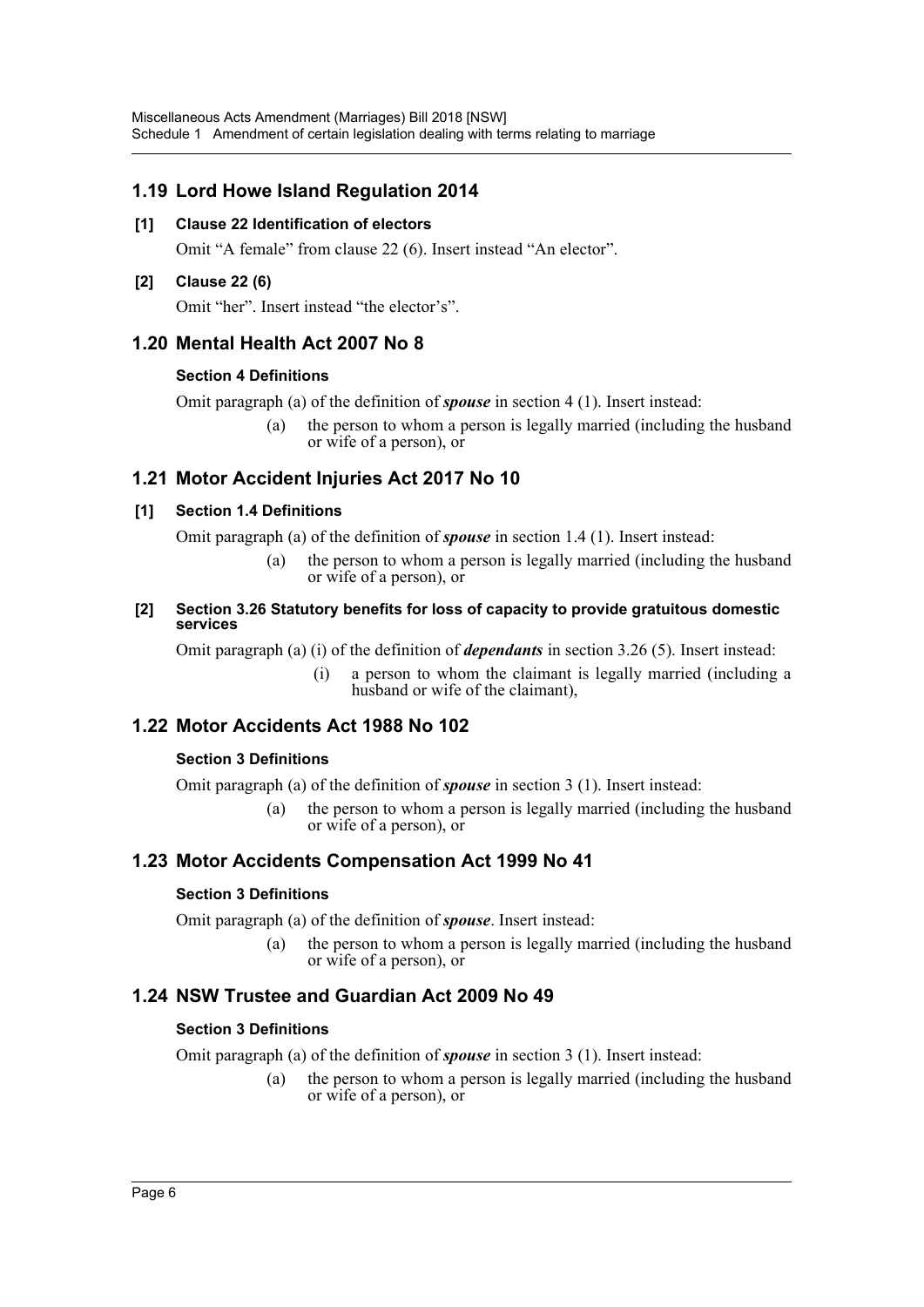## 1.19 Lord Howe Island Regulation 2014

**[1] Clause 22 Identification of electors**

Omit "A female" from clause 22 (6). Insert instead "An elector".

**[2] Clause 22 (6)**

Omit "her". Insert instead "the elector's".

## 1.20 Mental Health Act 2007 No 8

**Section 4 Definitions**

Omit paragraph (a) of the definition of ***spouse*** in section 4 (1). Insert instead:

> (a) the person to whom a person is legally married (including the husband or wife of a person), or

## 1.21 Motor Accident Injuries Act 2017 No 10

**[1] Section 1.4 Definitions**

Omit paragraph (a) of the definition of ***spouse*** in section 1.4 (1). Insert instead:

> (a) the person to whom a person is legally married (including the husband or wife of a person), or

**[2] Section 3.26 Statutory benefits for loss of capacity to provide gratuitous domestic services**

Omit paragraph (a) (i) of the definition of ***dependants*** in section 3.26 (5). Insert instead:

> (i) a person to whom the claimant is legally married (including a husband or wife of the claimant),

## 1.22 Motor Accidents Act 1988 No 102

**Section 3 Definitions**

Omit paragraph (a) of the definition of ***spouse*** in section 3 (1). Insert instead:

> (a) the person to whom a person is legally married (including the husband or wife of a person), or

## 1.23 Motor Accidents Compensation Act 1999 No 41

**Section 3 Definitions**

Omit paragraph (a) of the definition of ***spouse***. Insert instead:

> (a) the person to whom a person is legally married (including the husband or wife of a person), or

## 1.24 NSW Trustee and Guardian Act 2009 No 49

**Section 3 Definitions**

Omit paragraph (a) of the definition of ***spouse*** in section 3 (1). Insert instead:

> (a) the person to whom a person is legally married (including the husband or wife of a person), or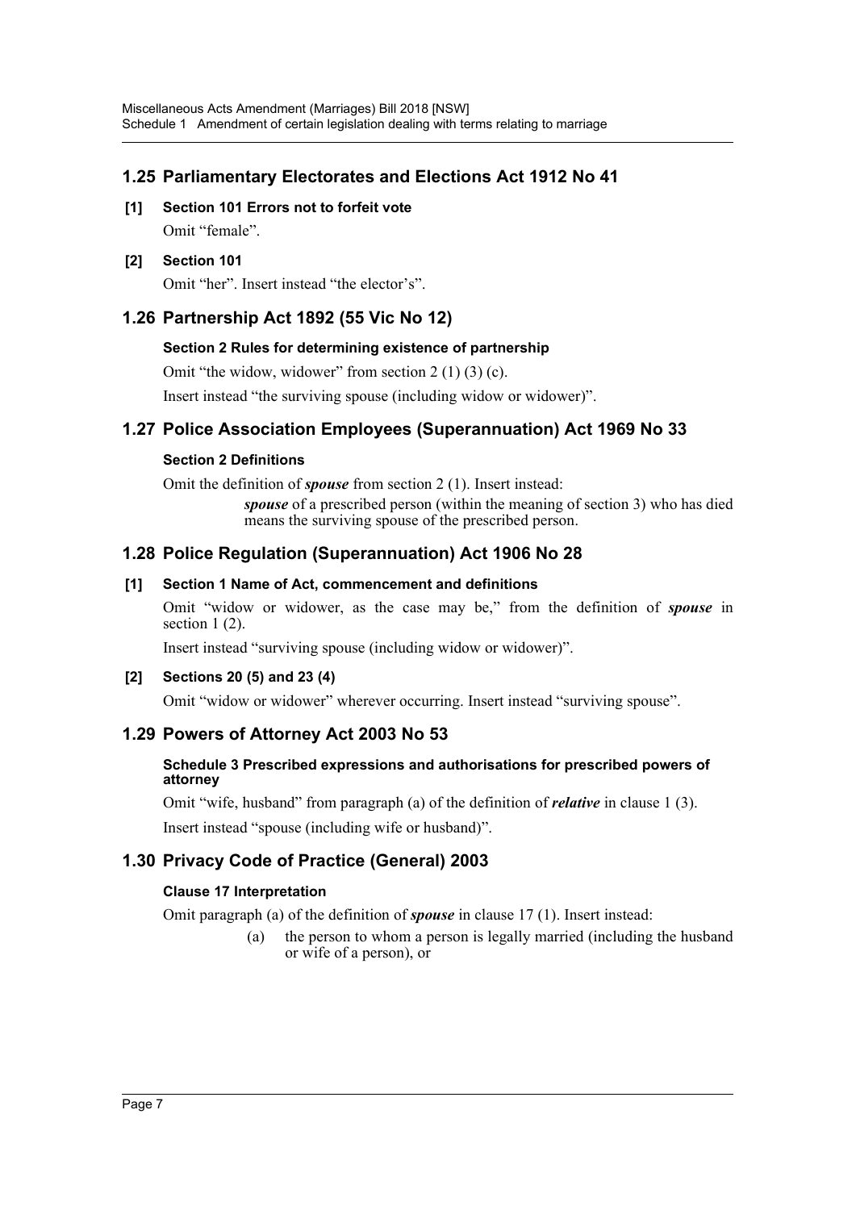## 1.25 Parliamentary Electorates and Elections Act 1912 No 41

**[1] Section 101 Errors not to forfeit vote**

Omit "female".

**[2] Section 101**

Omit "her". Insert instead "the elector's".

## 1.26 Partnership Act 1892 (55 Vic No 12)

**Section 2 Rules for determining existence of partnership**

Omit "the widow, widower" from section 2 (1) (3) (c).

Insert instead "the surviving spouse (including widow or widower)".

## 1.27 Police Association Employees (Superannuation) Act 1969 No 33

**Section 2 Definitions**

Omit the definition of ***spouse*** from section 2 (1). Insert instead:

> ***spouse*** of a prescribed person (within the meaning of section 3) who has died means the surviving spouse of the prescribed person.

## 1.28 Police Regulation (Superannuation) Act 1906 No 28

**[1] Section 1 Name of Act, commencement and definitions**

Omit "widow or widower, as the case may be," from the definition of ***spouse*** in section 1 (2).

Insert instead "surviving spouse (including widow or widower)".

**[2] Sections 20 (5) and 23 (4)**

Omit "widow or widower" wherever occurring. Insert instead "surviving spouse".

## 1.29 Powers of Attorney Act 2003 No 53

**Schedule 3 Prescribed expressions and authorisations for prescribed powers of attorney**

Omit "wife, husband" from paragraph (a) of the definition of ***relative*** in clause 1 (3).

Insert instead "spouse (including wife or husband)".

## 1.30 Privacy Code of Practice (General) 2003

**Clause 17 Interpretation**

Omit paragraph (a) of the definition of ***spouse*** in clause 17 (1). Insert instead:

> (a) the person to whom a person is legally married (including the husband or wife of a person), or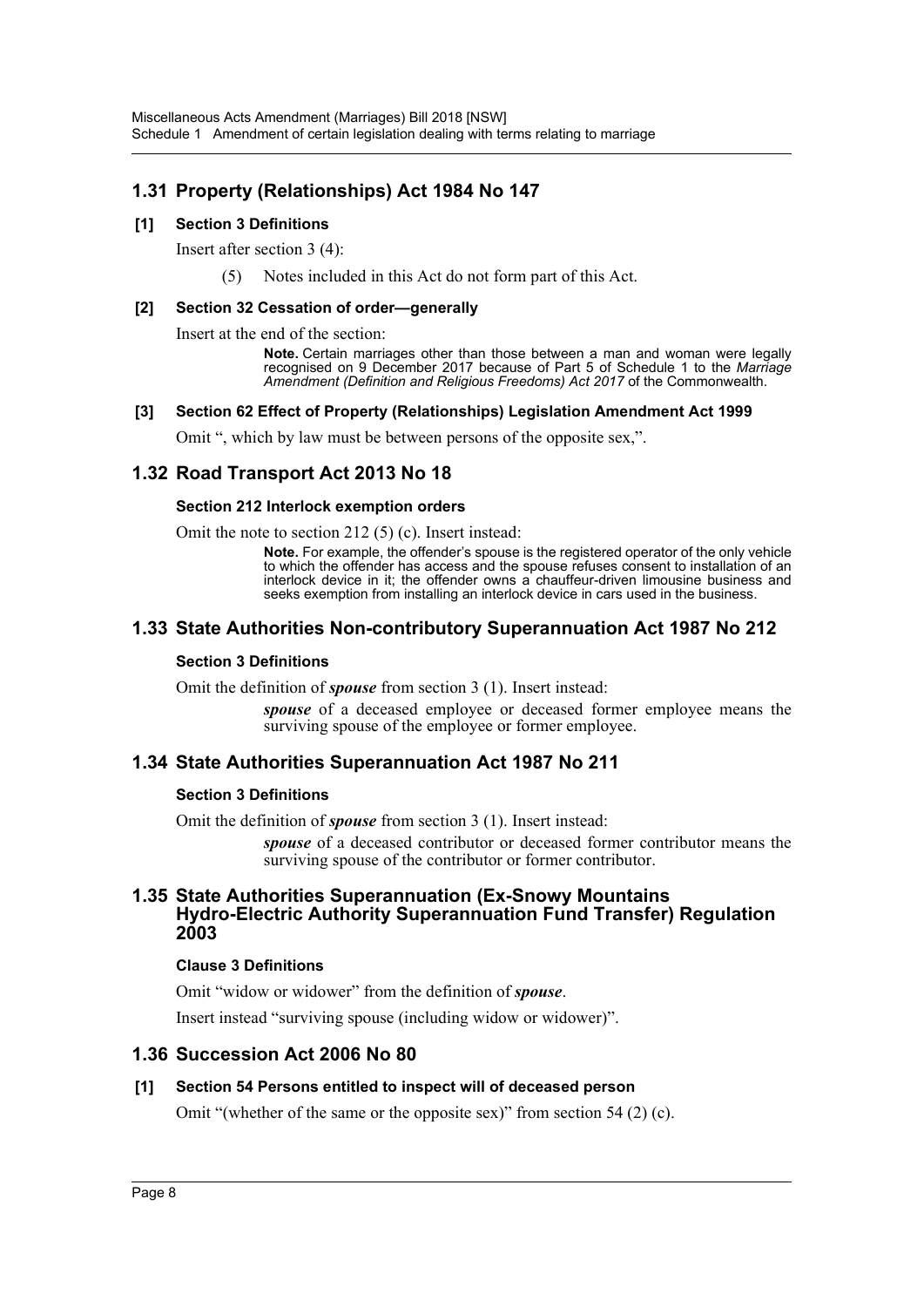## 1.31 Property (Relationships) Act 1984 No 147

### [1] Section 3 Definitions

Insert after section 3 (4):

(5) Notes included in this Act do not form part of this Act.

### [2] Section 32 Cessation of order—generally

Insert at the end of the section:

**Note.** Certain marriages other than those between a man and woman were legally recognised on 9 December 2017 because of Part 5 of Schedule 1 to the *Marriage Amendment (Definition and Religious Freedoms) Act 2017* of the Commonwealth.

### [3] Section 62 Effect of Property (Relationships) Legislation Amendment Act 1999

Omit ", which by law must be between persons of the opposite sex,".

## 1.32 Road Transport Act 2013 No 18

### Section 212 Interlock exemption orders

Omit the note to section 212 (5) (c). Insert instead:

**Note.** For example, the offender's spouse is the registered operator of the only vehicle to which the offender has access and the spouse refuses consent to installation of an interlock device in it; the offender owns a chauffeur-driven limousine business and seeks exemption from installing an interlock device in cars used in the business.

## 1.33 State Authorities Non-contributory Superannuation Act 1987 No 212

### Section 3 Definitions

Omit the definition of ***spouse*** from section 3 (1). Insert instead:

***spouse*** of a deceased employee or deceased former employee means the surviving spouse of the employee or former employee.

## 1.34 State Authorities Superannuation Act 1987 No 211

### Section 3 Definitions

Omit the definition of ***spouse*** from section 3 (1). Insert instead:

***spouse*** of a deceased contributor or deceased former contributor means the surviving spouse of the contributor or former contributor.

## 1.35 State Authorities Superannuation (Ex-Snowy Mountains Hydro-Electric Authority Superannuation Fund Transfer) Regulation 2003

### Clause 3 Definitions

Omit "widow or widower" from the definition of ***spouse***.

Insert instead "surviving spouse (including widow or widower)".

## 1.36 Succession Act 2006 No 80

### [1] Section 54 Persons entitled to inspect will of deceased person

Omit "(whether of the same or the opposite sex)" from section 54 (2) (c).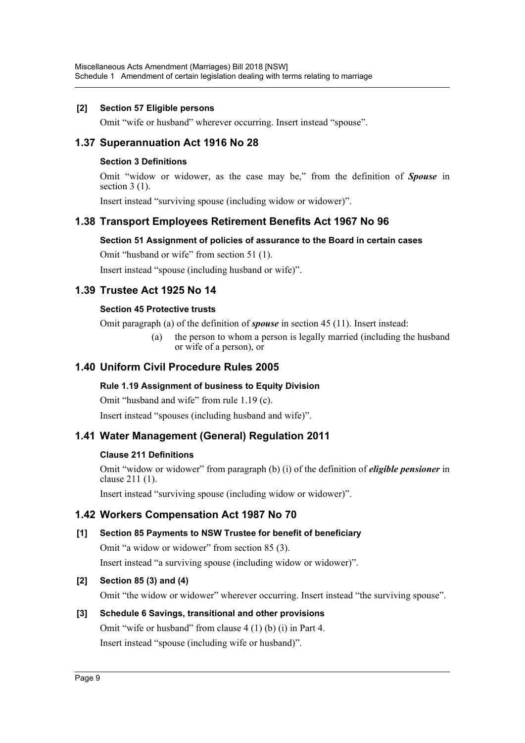### [2] Section 57 Eligible persons

Omit "wife or husband" wherever occurring. Insert instead "spouse".

## 1.37 Superannuation Act 1916 No 28

### Section 3 Definitions

Omit "widow or widower, as the case may be," from the definition of ***Spouse*** in section 3 (1).

Insert instead "surviving spouse (including widow or widower)".

## 1.38 Transport Employees Retirement Benefits Act 1967 No 96

### Section 51 Assignment of policies of assurance to the Board in certain cases

Omit "husband or wife" from section 51 (1).

Insert instead "spouse (including husband or wife)".

## 1.39 Trustee Act 1925 No 14

### Section 45 Protective trusts

Omit paragraph (a) of the definition of ***spouse*** in section 45 (11). Insert instead:

> (a) the person to whom a person is legally married (including the husband or wife of a person), or

## 1.40 Uniform Civil Procedure Rules 2005

### Rule 1.19 Assignment of business to Equity Division

Omit "husband and wife" from rule 1.19 (c).

Insert instead "spouses (including husband and wife)".

## 1.41 Water Management (General) Regulation 2011

### Clause 211 Definitions

Omit "widow or widower" from paragraph (b) (i) of the definition of ***eligible pensioner*** in clause 211 (1).

Insert instead "surviving spouse (including widow or widower)".

## 1.42 Workers Compensation Act 1987 No 70

### [1] Section 85 Payments to NSW Trustee for benefit of beneficiary

Omit "a widow or widower" from section 85 (3).

Insert instead "a surviving spouse (including widow or widower)".

### [2] Section 85 (3) and (4)

Omit "the widow or widower" wherever occurring. Insert instead "the surviving spouse".

### [3] Schedule 6 Savings, transitional and other provisions

Omit "wife or husband" from clause 4 (1) (b) (i) in Part 4.

Insert instead "spouse (including wife or husband)".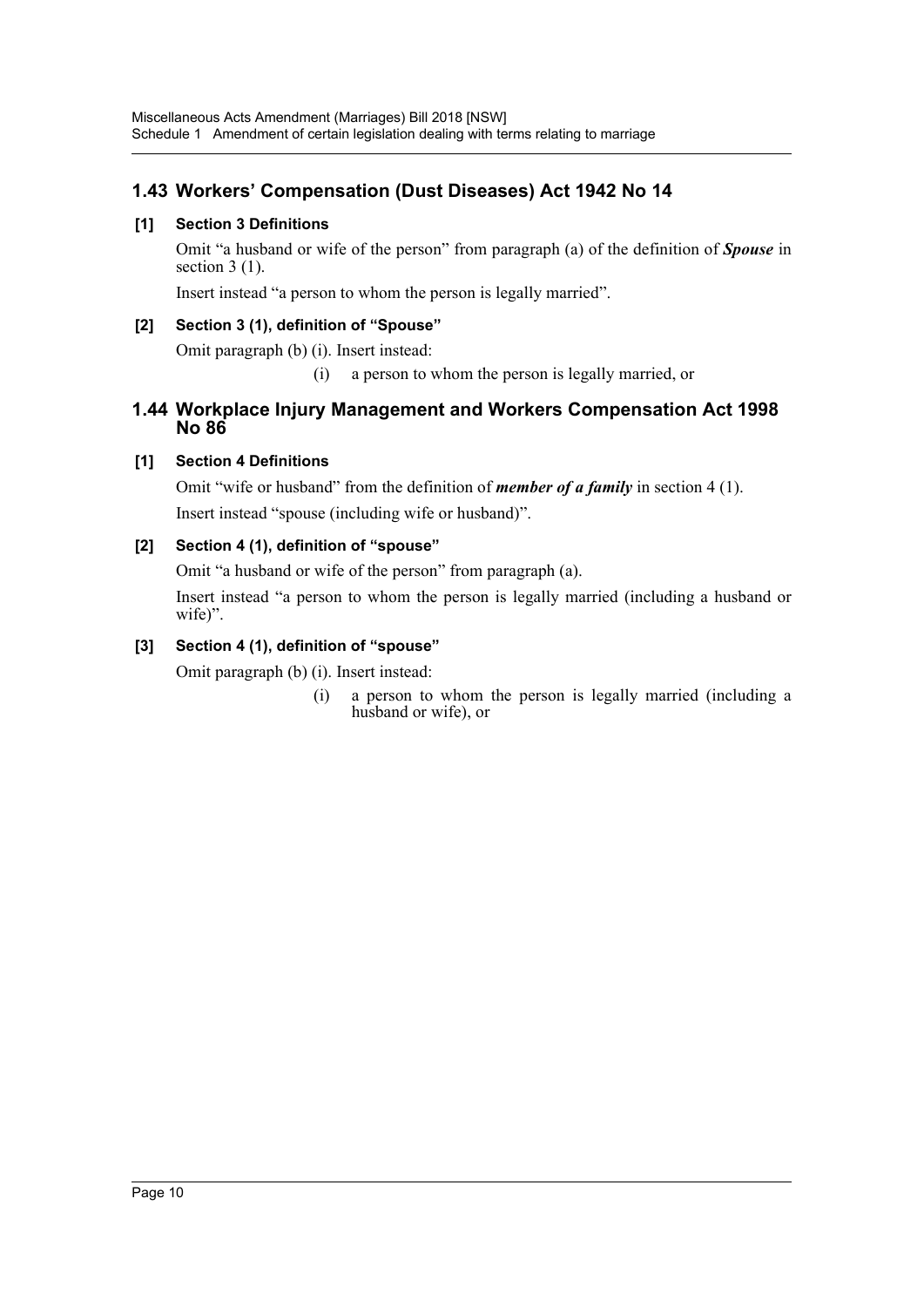## 1.43 Workers' Compensation (Dust Diseases) Act 1942 No 14

### [1] Section 3 Definitions

Omit "a husband or wife of the person" from paragraph (a) of the definition of ***Spouse*** in section 3 (1).

Insert instead "a person to whom the person is legally married".

### [2] Section 3 (1), definition of "Spouse"

Omit paragraph (b) (i). Insert instead:

(i) a person to whom the person is legally married, or

## 1.44 Workplace Injury Management and Workers Compensation Act 1998 No 86

### [1] Section 4 Definitions

Omit "wife or husband" from the definition of ***member of a family*** in section 4 (1).

Insert instead "spouse (including wife or husband)".

### [2] Section 4 (1), definition of "spouse"

Omit "a husband or wife of the person" from paragraph (a).

Insert instead "a person to whom the person is legally married (including a husband or wife)".

### [3] Section 4 (1), definition of "spouse"

Omit paragraph (b) (i). Insert instead:

(i) a person to whom the person is legally married (including a husband or wife), or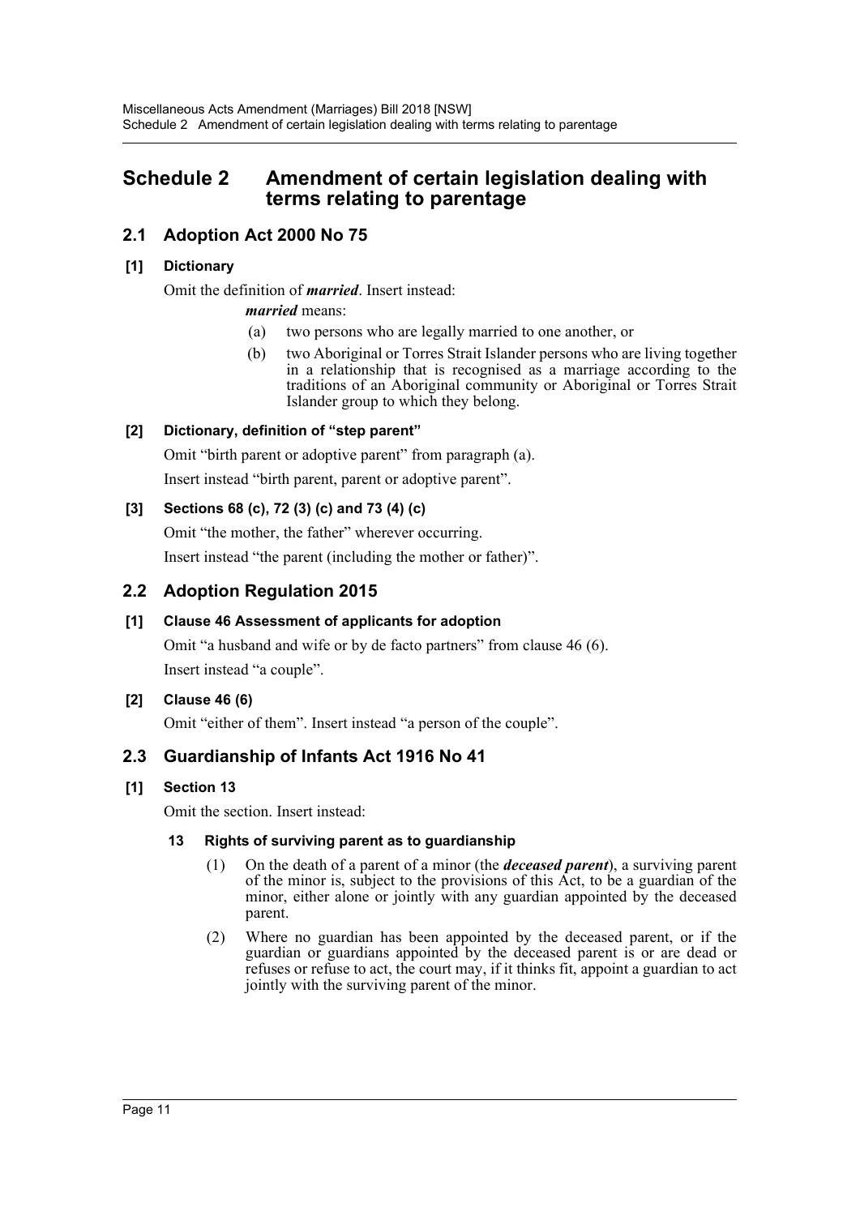# Schedule 2 Amendment of certain legislation dealing with terms relating to parentage

## 2.1 Adoption Act 2000 No 75

### [1] Dictionary

Omit the definition of ***married***. Insert instead:

> ***married*** means:
>
> (a) two persons who are legally married to one another, or
>
> (b) two Aboriginal or Torres Strait Islander persons who are living together in a relationship that is recognised as a marriage according to the traditions of an Aboriginal community or Aboriginal or Torres Strait Islander group to which they belong.

### [2] Dictionary, definition of "step parent"

Omit "birth parent or adoptive parent" from paragraph (a).

Insert instead "birth parent, parent or adoptive parent".

### [3] Sections 68 (c), 72 (3) (c) and 73 (4) (c)

Omit "the mother, the father" wherever occurring.

Insert instead "the parent (including the mother or father)".

## 2.2 Adoption Regulation 2015

### [1] Clause 46 Assessment of applicants for adoption

Omit "a husband and wife or by de facto partners" from clause 46 (6).

Insert instead "a couple".

### [2] Clause 46 (6)

Omit "either of them". Insert instead "a person of the couple".

## 2.3 Guardianship of Infants Act 1916 No 41

### [1] Section 13

Omit the section. Insert instead:

> **13 Rights of surviving parent as to guardianship**
>
> (1) On the death of a parent of a minor (the ***deceased parent***), a surviving parent of the minor is, subject to the provisions of this Act, to be a guardian of the minor, either alone or jointly with any guardian appointed by the deceased parent.
>
> (2) Where no guardian has been appointed by the deceased parent, or if the guardian or guardians appointed by the deceased parent is or are dead or refuses or refuse to act, the court may, if it thinks fit, appoint a guardian to act jointly with the surviving parent of the minor.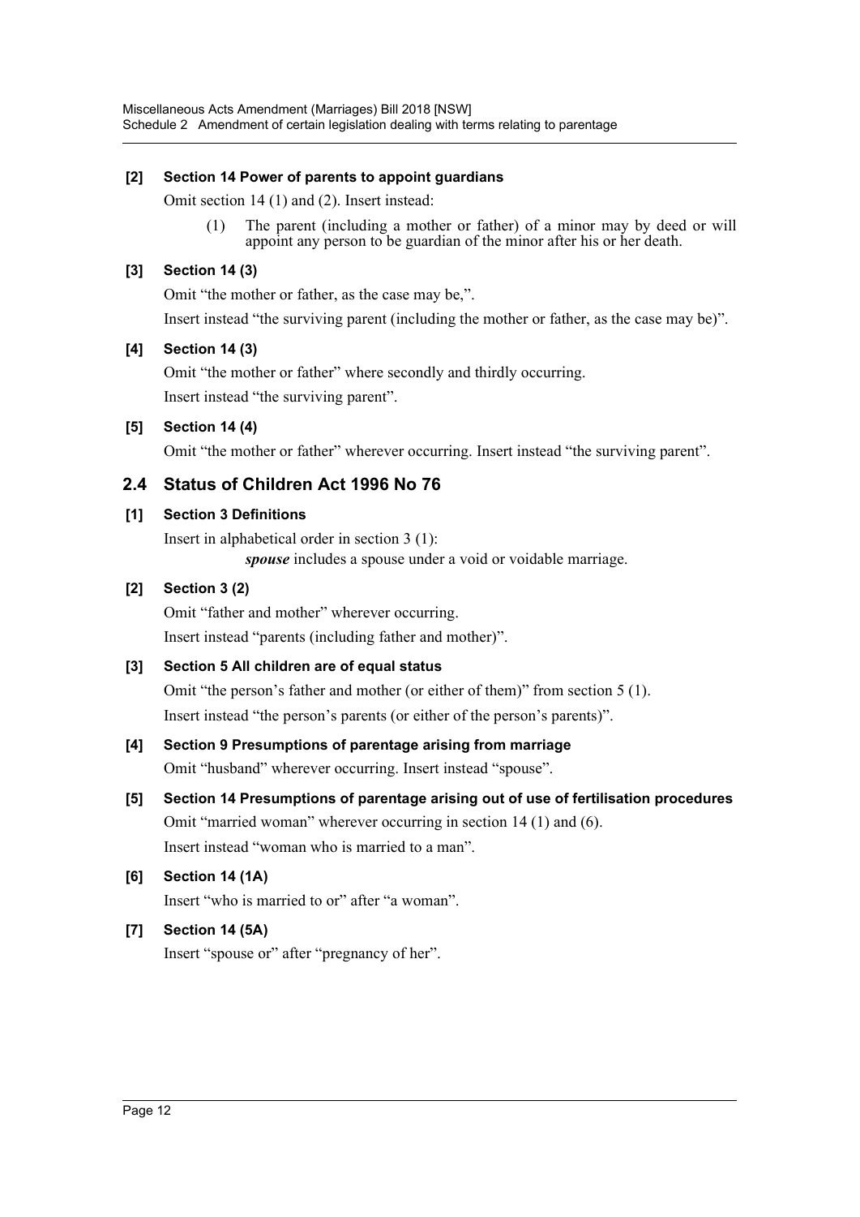**[2] Section 14 Power of parents to appoint guardians**

Omit section 14 (1) and (2). Insert instead:

> (1) The parent (including a mother or father) of a minor may by deed or will appoint any person to be guardian of the minor after his or her death.

**[3] Section 14 (3)**

Omit "the mother or father, as the case may be,".

Insert instead "the surviving parent (including the mother or father, as the case may be)".

**[4] Section 14 (3)**

Omit "the mother or father" where secondly and thirdly occurring.

Insert instead "the surviving parent".

**[5] Section 14 (4)**

Omit "the mother or father" wherever occurring. Insert instead "the surviving parent".

## 2.4 Status of Children Act 1996 No 76

**[1] Section 3 Definitions**

Insert in alphabetical order in section 3 (1):

> ***spouse*** includes a spouse under a void or voidable marriage.

**[2] Section 3 (2)**

Omit "father and mother" wherever occurring.

Insert instead "parents (including father and mother)".

**[3] Section 5 All children are of equal status**

Omit "the person's father and mother (or either of them)" from section 5 (1).

Insert instead "the person's parents (or either of the person's parents)".

**[4] Section 9 Presumptions of parentage arising from marriage**

Omit "husband" wherever occurring. Insert instead "spouse".

**[5] Section 14 Presumptions of parentage arising out of use of fertilisation procedures**

Omit "married woman" wherever occurring in section 14 (1) and (6).

Insert instead "woman who is married to a man".

**[6] Section 14 (1A)**

Insert "who is married to or" after "a woman".

**[7] Section 14 (5A)**

Insert "spouse or" after "pregnancy of her".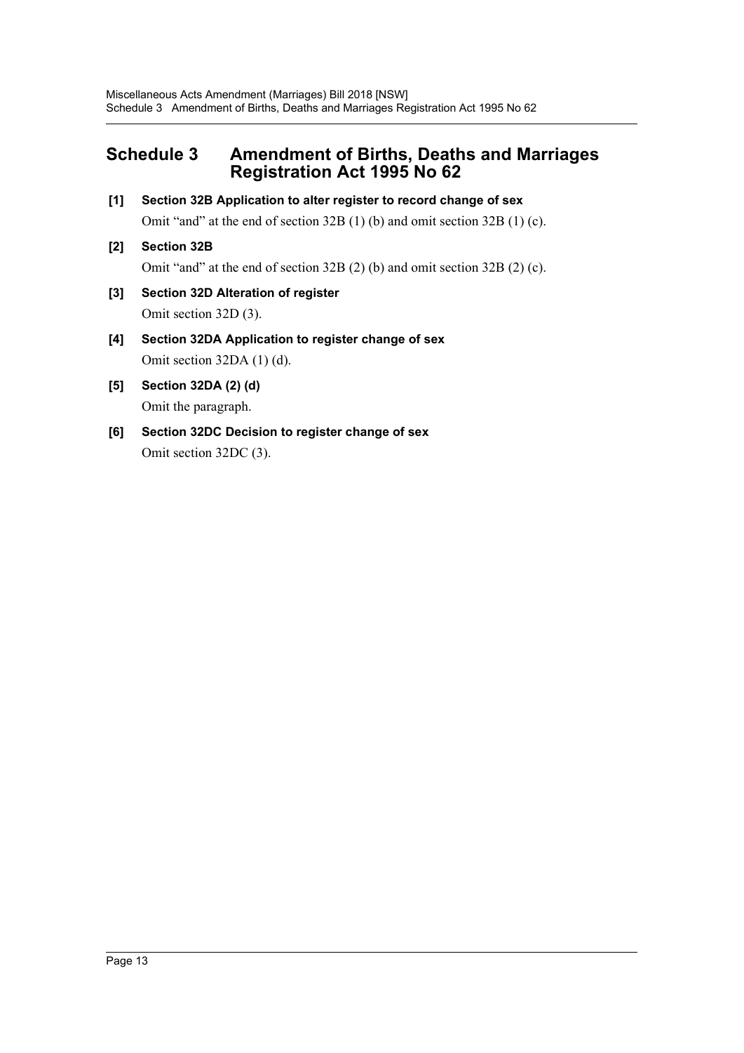# Schedule 3 Amendment of Births, Deaths and Marriages Registration Act 1995 No 62

**[1] Section 32B Application to alter register to record change of sex**

Omit "and" at the end of section 32B (1) (b) and omit section 32B (1) (c).

**[2] Section 32B**

Omit "and" at the end of section 32B (2) (b) and omit section 32B (2) (c).

**[3] Section 32D Alteration of register**

Omit section 32D (3).

**[4] Section 32DA Application to register change of sex**

Omit section 32DA (1) (d).

**[5] Section 32DA (2) (d)**

Omit the paragraph.

**[6] Section 32DC Decision to register change of sex**

Omit section 32DC (3).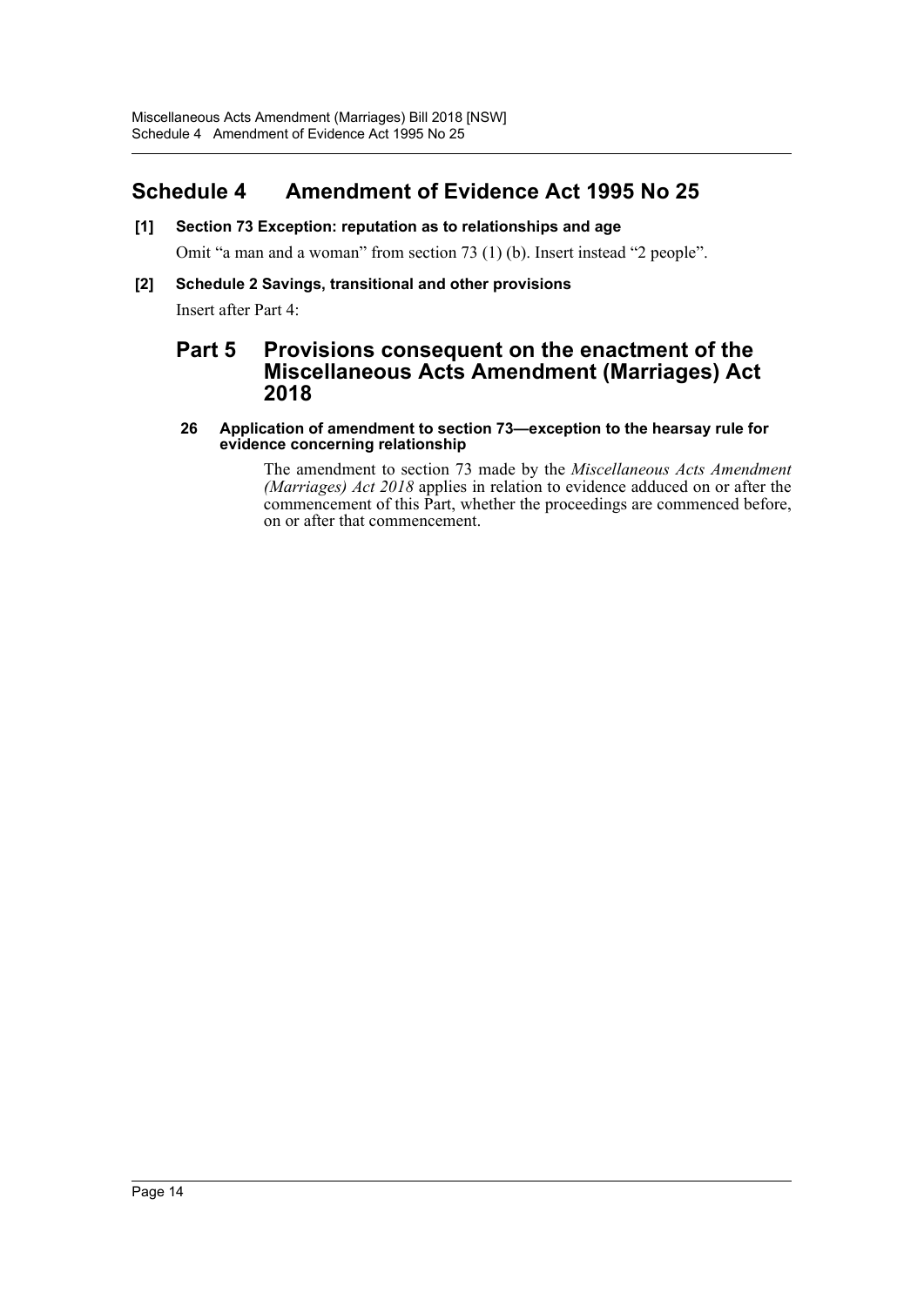# Schedule 4 Amendment of Evidence Act 1995 No 25

**[1] Section 73 Exception: reputation as to relationships and age**

Omit "a man and a woman" from section 73 (1) (b). Insert instead "2 people".

**[2] Schedule 2 Savings, transitional and other provisions**

Insert after Part 4:

## Part 5 Provisions consequent on the enactment of the Miscellaneous Acts Amendment (Marriages) Act 2018

**26 Application of amendment to section 73—exception to the hearsay rule for evidence concerning relationship**

The amendment to section 73 made by the *Miscellaneous Acts Amendment (Marriages) Act 2018* applies in relation to evidence adduced on or after the commencement of this Part, whether the proceedings are commenced before, on or after that commencement.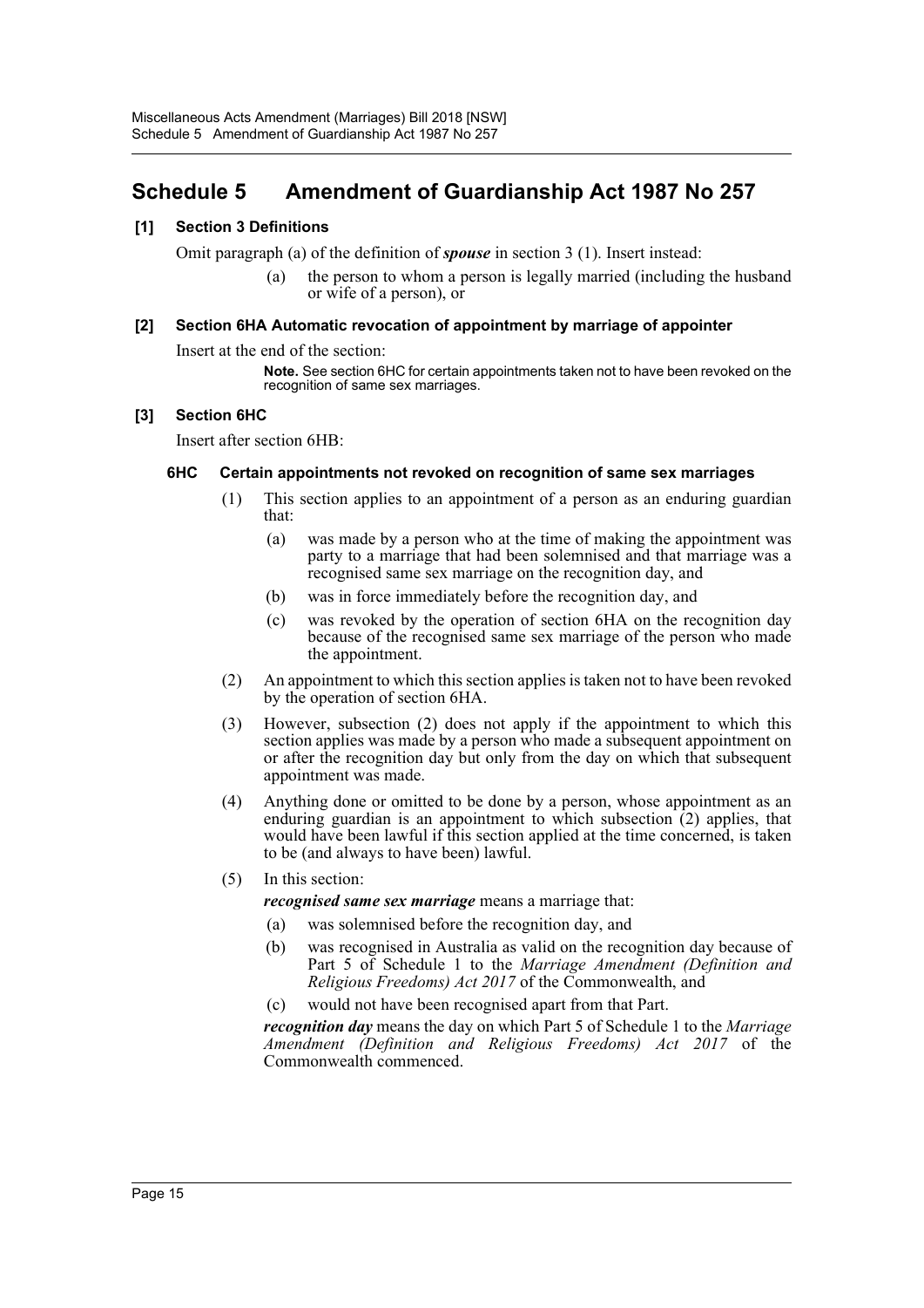# Schedule 5 Amendment of Guardianship Act 1987 No 257

### [1] Section 3 Definitions

Omit paragraph (a) of the definition of ***spouse*** in section 3 (1). Insert instead:

> (a) the person to whom a person is legally married (including the husband or wife of a person), or

### [2] Section 6HA Automatic revocation of appointment by marriage of appointer

Insert at the end of the section:

> **Note.** See section 6HC for certain appointments taken not to have been revoked on the recognition of same sex marriages.

### [3] Section 6HC

Insert after section 6HB:

#### 6HC Certain appointments not revoked on recognition of same sex marriages

(1) This section applies to an appointment of a person as an enduring guardian that:

- (a) was made by a person who at the time of making the appointment was party to a marriage that had been solemnised and that marriage was a recognised same sex marriage on the recognition day, and
- (b) was in force immediately before the recognition day, and
- (c) was revoked by the operation of section 6HA on the recognition day because of the recognised same sex marriage of the person who made the appointment.

(2) An appointment to which this section applies is taken not to have been revoked by the operation of section 6HA.

(3) However, subsection (2) does not apply if the appointment to which this section applies was made by a person who made a subsequent appointment on or after the recognition day but only from the day on which that subsequent appointment was made.

(4) Anything done or omitted to be done by a person, whose appointment as an enduring guardian is an appointment to which subsection (2) applies, that would have been lawful if this section applied at the time concerned, is taken to be (and always to have been) lawful.

(5) In this section:

***recognised same sex marriage*** means a marriage that:

- (a) was solemnised before the recognition day, and
- (b) was recognised in Australia as valid on the recognition day because of Part 5 of Schedule 1 to the *Marriage Amendment (Definition and Religious Freedoms) Act 2017* of the Commonwealth, and
- (c) would not have been recognised apart from that Part.

***recognition day*** means the day on which Part 5 of Schedule 1 to the *Marriage Amendment (Definition and Religious Freedoms) Act 2017* of the Commonwealth commenced.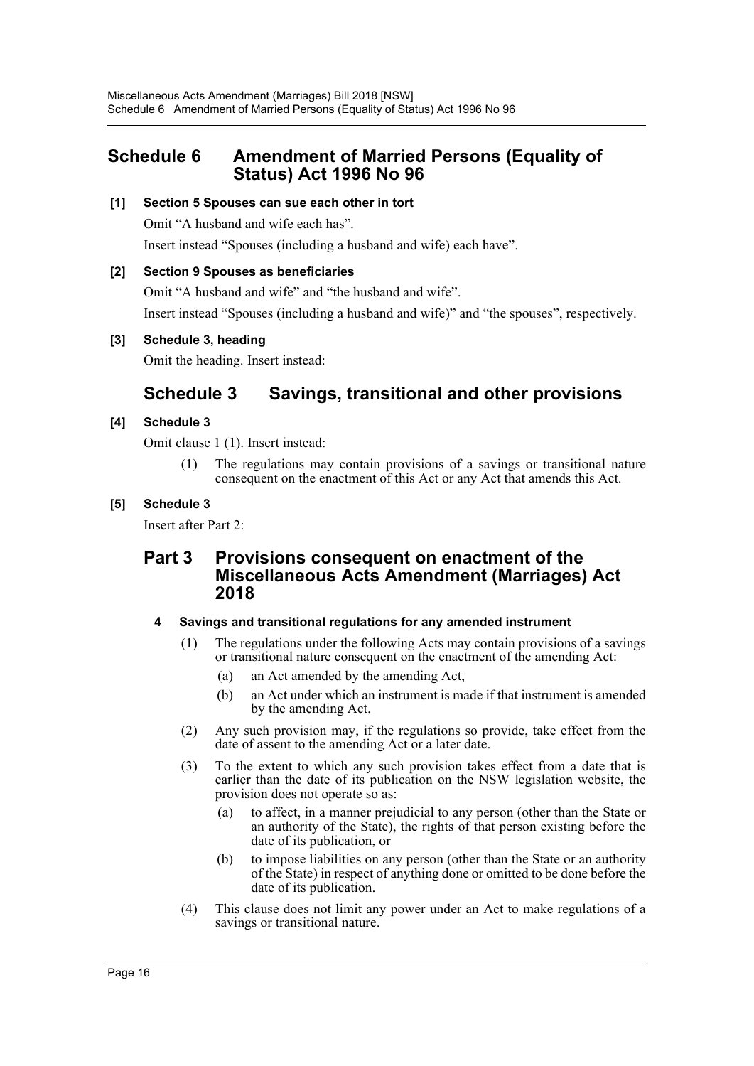## Schedule 6 Amendment of Married Persons (Equality of Status) Act 1996 No 96

**[1] Section 5 Spouses can sue each other in tort**

Omit "A husband and wife each has".

Insert instead "Spouses (including a husband and wife) each have".

**[2] Section 9 Spouses as beneficiaries**

Omit "A husband and wife" and "the husband and wife".

Insert instead "Spouses (including a husband and wife)" and "the spouses", respectively.

**[3] Schedule 3, heading**

Omit the heading. Insert instead:

## Schedule 3 Savings, transitional and other provisions

**[4] Schedule 3**

Omit clause 1 (1). Insert instead:

(1) The regulations may contain provisions of a savings or transitional nature consequent on the enactment of this Act or any Act that amends this Act.

**[5] Schedule 3**

Insert after Part 2:

### Part 3 Provisions consequent on enactment of the Miscellaneous Acts Amendment (Marriages) Act 2018

**4 Savings and transitional regulations for any amended instrument**

(1) The regulations under the following Acts may contain provisions of a savings or transitional nature consequent on the enactment of the amending Act:

(a) an Act amended by the amending Act,

(b) an Act under which an instrument is made if that instrument is amended by the amending Act.

(2) Any such provision may, if the regulations so provide, take effect from the date of assent to the amending Act or a later date.

(3) To the extent to which any such provision takes effect from a date that is earlier than the date of its publication on the NSW legislation website, the provision does not operate so as:

(a) to affect, in a manner prejudicial to any person (other than the State or an authority of the State), the rights of that person existing before the date of its publication, or

(b) to impose liabilities on any person (other than the State or an authority of the State) in respect of anything done or omitted to be done before the date of its publication.

(4) This clause does not limit any power under an Act to make regulations of a savings or transitional nature.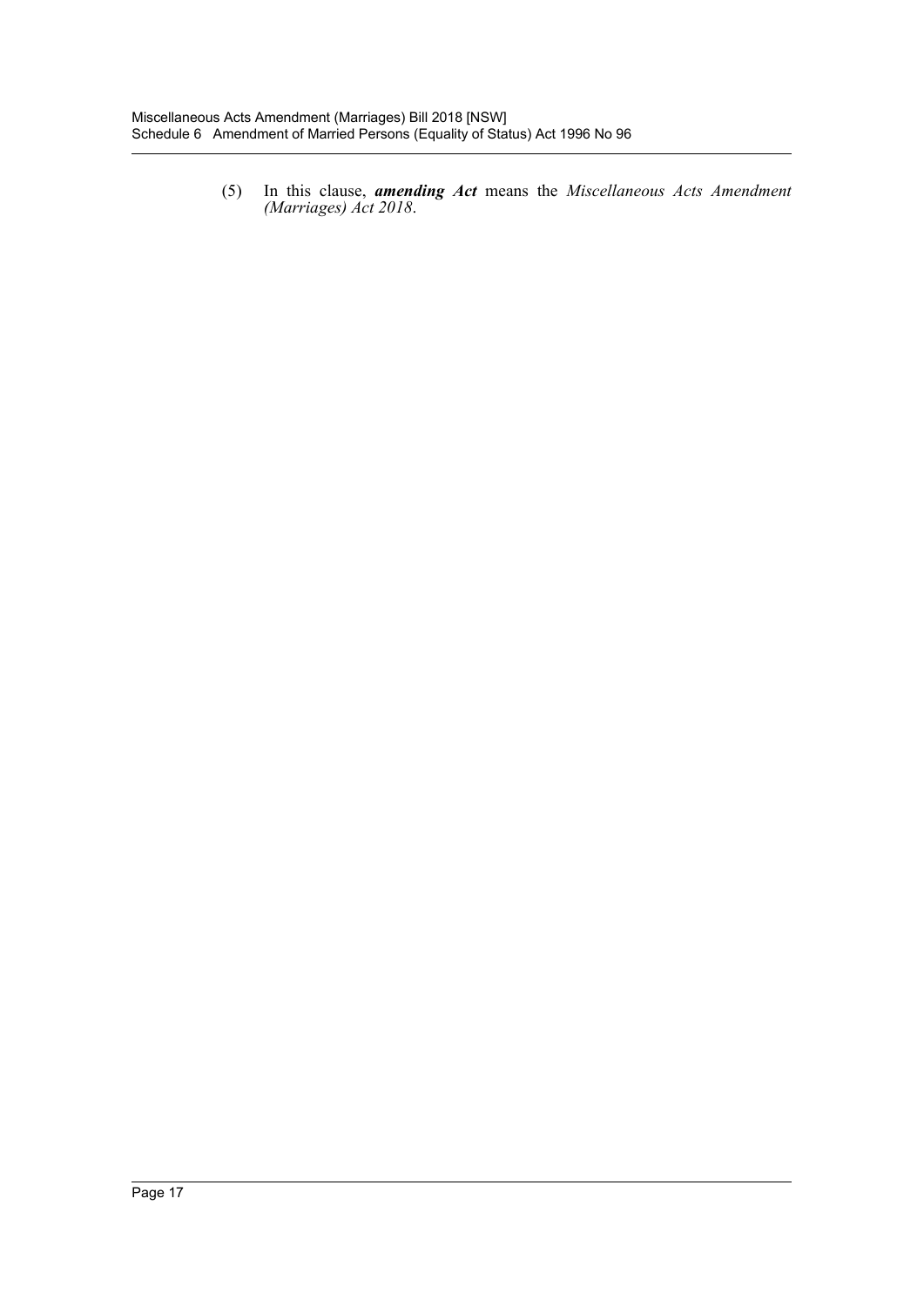(5) In this clause, ***amending Act*** means the *Miscellaneous Acts Amendment (Marriages) Act 2018*.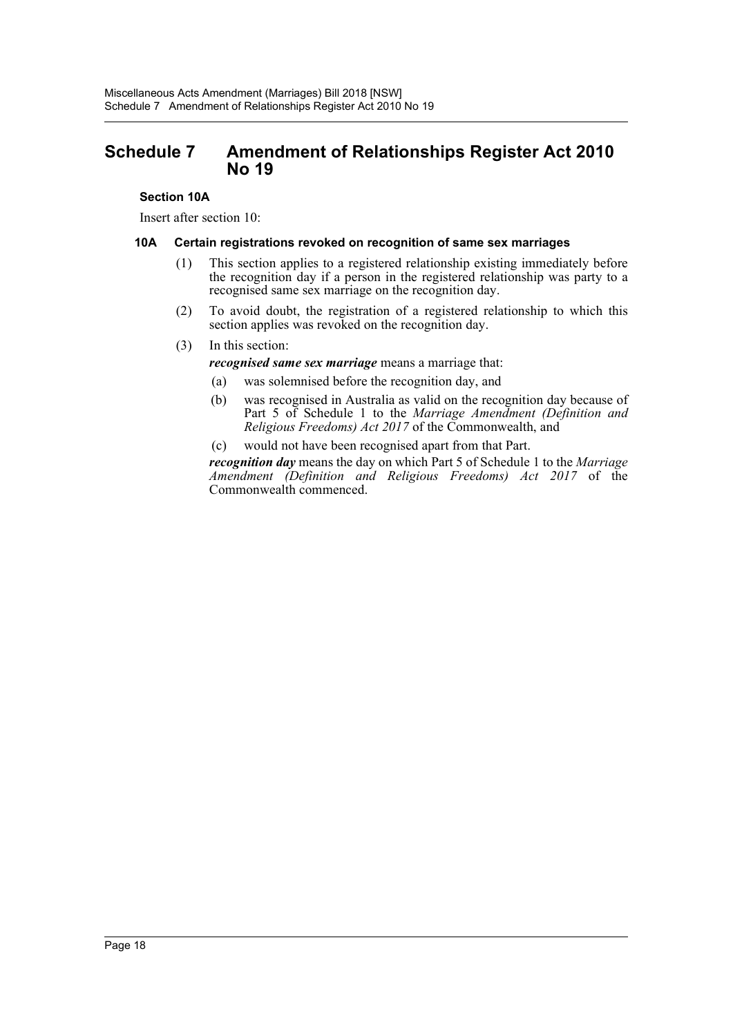# Schedule 7 Amendment of Relationships Register Act 2010 No 19

**Section 10A**

Insert after section 10:

**10A Certain registrations revoked on recognition of same sex marriages**

(1) This section applies to a registered relationship existing immediately before the recognition day if a person in the registered relationship was party to a recognised same sex marriage on the recognition day.

(2) To avoid doubt, the registration of a registered relationship to which this section applies was revoked on the recognition day.

(3) In this section:

***recognised same sex marriage*** means a marriage that:

(a) was solemnised before the recognition day, and

(b) was recognised in Australia as valid on the recognition day because of Part 5 of Schedule 1 to the *Marriage Amendment (Definition and Religious Freedoms) Act 2017* of the Commonwealth, and

(c) would not have been recognised apart from that Part.

***recognition day*** means the day on which Part 5 of Schedule 1 to the *Marriage Amendment (Definition and Religious Freedoms) Act 2017* of the Commonwealth commenced.